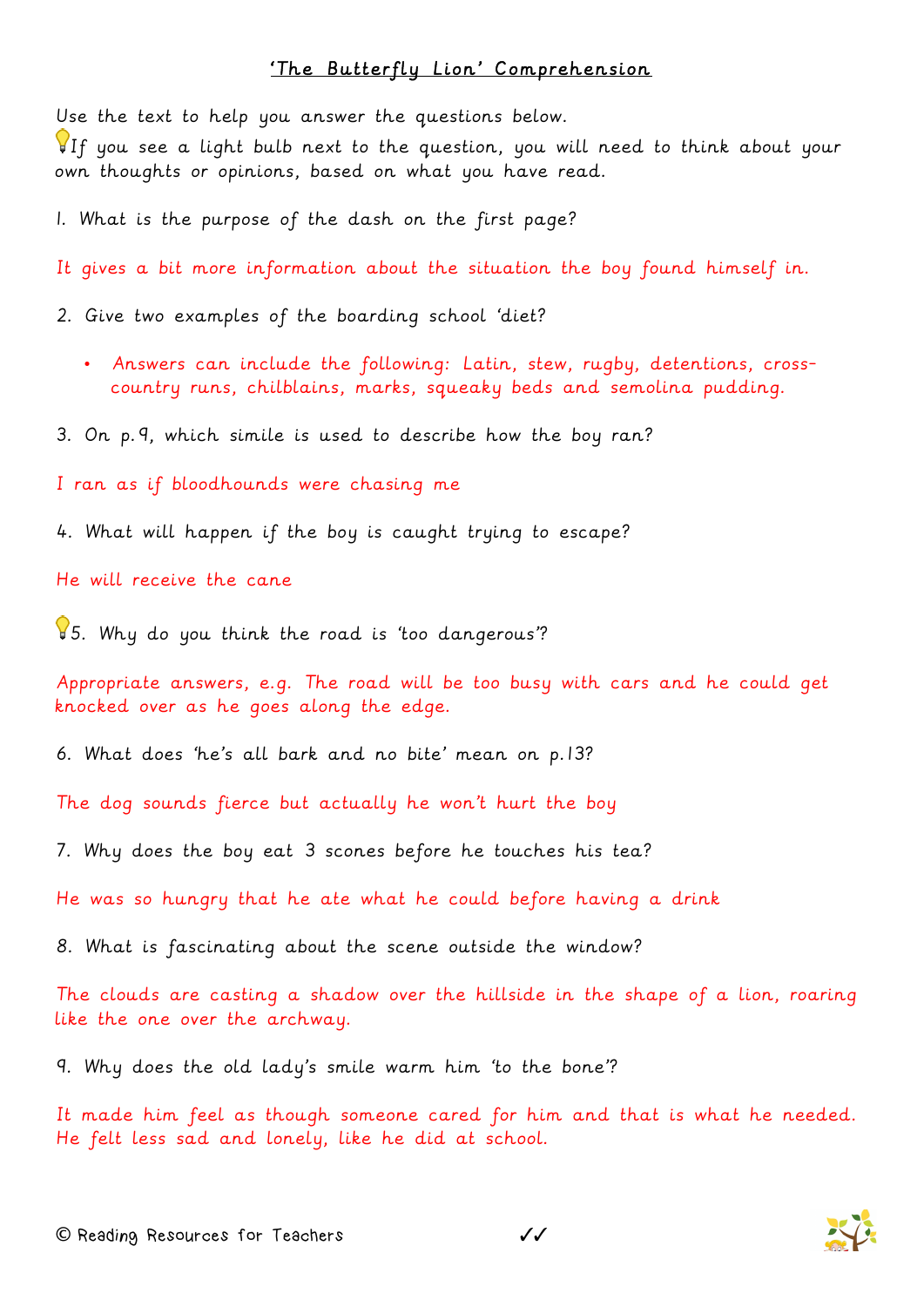# 'The Butterfly Lion' Comprehension

Use the text to help you answer the questions below.

💡If you see a light bulb next to the question, you will need to think about your own thoughts or opinions, based on what you have read.

1. What is the purpose of the dash on the first page?

It gives a bit more information about the situation the boy found himself in.

2. Give two examples of the boarding school 'diet?

- Answers can include the following: Latin, stew, rugby, detentions, cross-country runs, chilblains, marks, squeaky beds and semolina pudding.

3. On p.9, which simile is used to describe how the boy ran?

I ran as if bloodhounds were chasing me

4. What will happen if the boy is caught trying to escape?

He will receive the cane

💡5. Why do you think the road is 'too dangerous'?

Appropriate answers, e.g. The road will be too busy with cars and he could get knocked over as he goes along the edge.

6. What does 'he's all bark and no bite' mean on p.13?

The dog sounds fierce but actually he won't hurt the boy

7. Why does the boy eat 3 scones before he touches his tea?

He was so hungry that he ate what he could before having a drink

8. What is fascinating about the scene outside the window?

The clouds are casting a shadow over the hillside in the shape of a lion, roaring like the one over the archway.

9. Why does the old lady's smile warm him 'to the bone'?

It made him feel as though someone cared for him and that is what he needed. He felt less sad and lonely, like he did at school.

© Reading Resources for Teachers ✓✓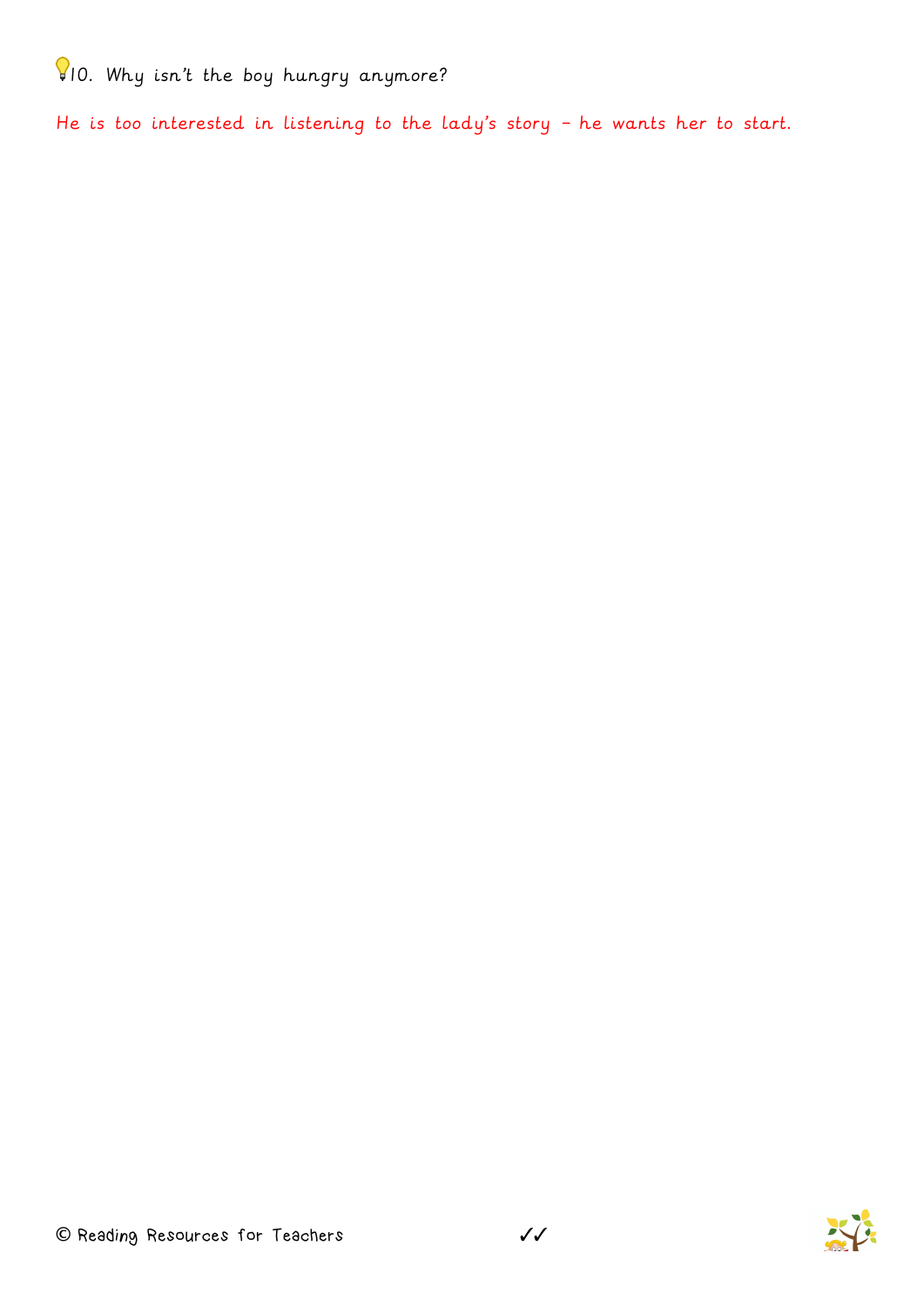10. Why isn't the boy hungry anymore?

He is too interested in listening to the lady's story – he wants her to start.

✓✓